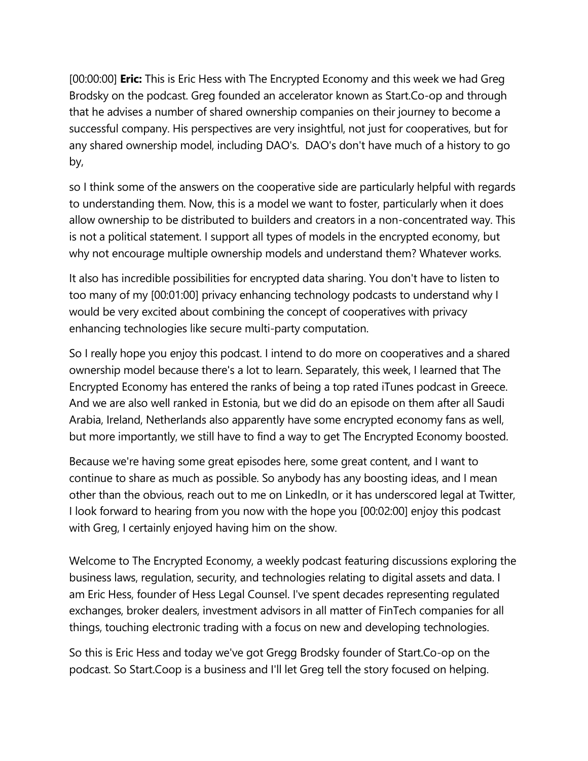[00:00:00] **Eric:** This is Eric Hess with The Encrypted Economy and this week we had Greg Brodsky on the podcast. Greg founded an accelerator known as Start.Co-op and through that he advises a number of shared ownership companies on their journey to become a successful company. His perspectives are very insightful, not just for cooperatives, but for any shared ownership model, including DAO's. DAO's don't have much of a history to go by,

so I think some of the answers on the cooperative side are particularly helpful with regards to understanding them. Now, this is a model we want to foster, particularly when it does allow ownership to be distributed to builders and creators in a non-concentrated way. This is not a political statement. I support all types of models in the encrypted economy, but why not encourage multiple ownership models and understand them? Whatever works.

It also has incredible possibilities for encrypted data sharing. You don't have to listen to too many of my [00:01:00] privacy enhancing technology podcasts to understand why I would be very excited about combining the concept of cooperatives with privacy enhancing technologies like secure multi-party computation.

So I really hope you enjoy this podcast. I intend to do more on cooperatives and a shared ownership model because there's a lot to learn. Separately, this week, I learned that The Encrypted Economy has entered the ranks of being a top rated iTunes podcast in Greece. And we are also well ranked in Estonia, but we did do an episode on them after all Saudi Arabia, Ireland, Netherlands also apparently have some encrypted economy fans as well, but more importantly, we still have to find a way to get The Encrypted Economy boosted.

Because we're having some great episodes here, some great content, and I want to continue to share as much as possible. So anybody has any boosting ideas, and I mean other than the obvious, reach out to me on LinkedIn, or it has underscored legal at Twitter, I look forward to hearing from you now with the hope you [00:02:00] enjoy this podcast with Greg, I certainly enjoyed having him on the show.

Welcome to The Encrypted Economy, a weekly podcast featuring discussions exploring the business laws, regulation, security, and technologies relating to digital assets and data. I am Eric Hess, founder of Hess Legal Counsel. I've spent decades representing regulated exchanges, broker dealers, investment advisors in all matter of FinTech companies for all things, touching electronic trading with a focus on new and developing technologies.

So this is Eric Hess and today we've got Gregg Brodsky founder of Start.Co-op on the podcast. So Start.Coop is a business and I'll let Greg tell the story focused on helping.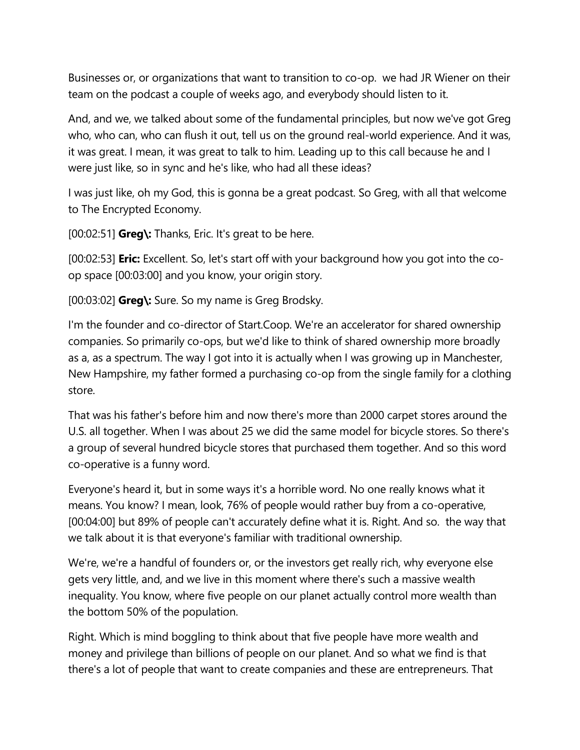Businesses or, or organizations that want to transition to co-op. we had JR Wiener on their team on the podcast a couple of weeks ago, and everybody should listen to it.

And, and we, we talked about some of the fundamental principles, but now we've got Greg who, who can, who can flush it out, tell us on the ground real-world experience. And it was, it was great. I mean, it was great to talk to him. Leading up to this call because he and I were just like, so in sync and he's like, who had all these ideas?

I was just like, oh my God, this is gonna be a great podcast. So Greg, with all that welcome to The Encrypted Economy.

[00:02:51] **Greg\:** Thanks, Eric. It's great to be here.

[00:02:53] **Eric:** Excellent. So, let's start off with your background how you got into the co-op space [00:03:00] and you know, your origin story.

[00:03:02] **Greg\:** Sure. So my name is Greg Brodsky.

I'm the founder and co-director of Start.Coop. We're an accelerator for shared ownership companies. So primarily co-ops, but we'd like to think of shared ownership more broadly as a, as a spectrum. The way I got into it is actually when I was growing up in Manchester, New Hampshire, my father formed a purchasing co-op from the single family for a clothing store.

That was his father's before him and now there's more than 2000 carpet stores around the U.S. all together. When I was about 25 we did the same model for bicycle stores. So there's a group of several hundred bicycle stores that purchased them together. And so this word co-operative is a funny word.

Everyone's heard it, but in some ways it's a horrible word. No one really knows what it means. You know? I mean, look, 76% of people would rather buy from a co-operative, [00:04:00] but 89% of people can't accurately define what it is. Right. And so. the way that we talk about it is that everyone's familiar with traditional ownership.

We're, we're a handful of founders or, or the investors get really rich, why everyone else gets very little, and, and we live in this moment where there's such a massive wealth inequality. You know, where five people on our planet actually control more wealth than the bottom 50% of the population.

Right. Which is mind boggling to think about that five people have more wealth and money and privilege than billions of people on our planet. And so what we find is that there's a lot of people that want to create companies and these are entrepreneurs. That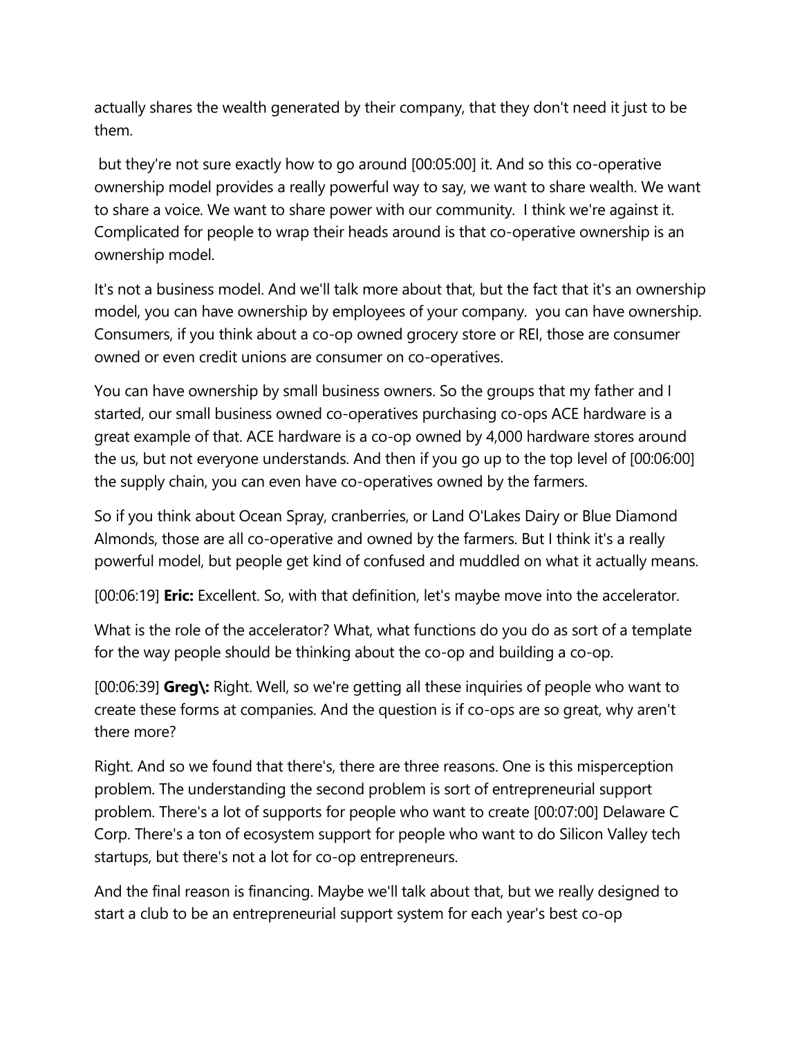actually shares the wealth generated by their company, that they don't need it just to be them.

but they're not sure exactly how to go around [00:05:00] it. And so this co-operative ownership model provides a really powerful way to say, we want to share wealth. We want to share a voice. We want to share power with our community. I think we're against it. Complicated for people to wrap their heads around is that co-operative ownership is an ownership model.

It's not a business model. And we'll talk more about that, but the fact that it's an ownership model, you can have ownership by employees of your company. you can have ownership. Consumers, if you think about a co-op owned grocery store or REI, those are consumer owned or even credit unions are consumer on co-operatives.

You can have ownership by small business owners. So the groups that my father and I started, our small business owned co-operatives purchasing co-ops ACE hardware is a great example of that. ACE hardware is a co-op owned by 4,000 hardware stores around the us, but not everyone understands. And then if you go up to the top level of [00:06:00] the supply chain, you can even have co-operatives owned by the farmers.

So if you think about Ocean Spray, cranberries, or Land O'Lakes Dairy or Blue Diamond Almonds, those are all co-operative and owned by the farmers. But I think it's a really powerful model, but people get kind of confused and muddled on what it actually means.

[00:06:19] **Eric:** Excellent. So, with that definition, let's maybe move into the accelerator.

What is the role of the accelerator? What, what functions do you do as sort of a template for the way people should be thinking about the co-op and building a co-op.

[00:06:39] **Greg\:** Right. Well, so we're getting all these inquiries of people who want to create these forms at companies. And the question is if co-ops are so great, why aren't there more?

Right. And so we found that there's, there are three reasons. One is this misperception problem. The understanding the second problem is sort of entrepreneurial support problem. There's a lot of supports for people who want to create [00:07:00] Delaware C Corp. There's a ton of ecosystem support for people who want to do Silicon Valley tech startups, but there's not a lot for co-op entrepreneurs.

And the final reason is financing. Maybe we'll talk about that, but we really designed to start a club to be an entrepreneurial support system for each year's best co-op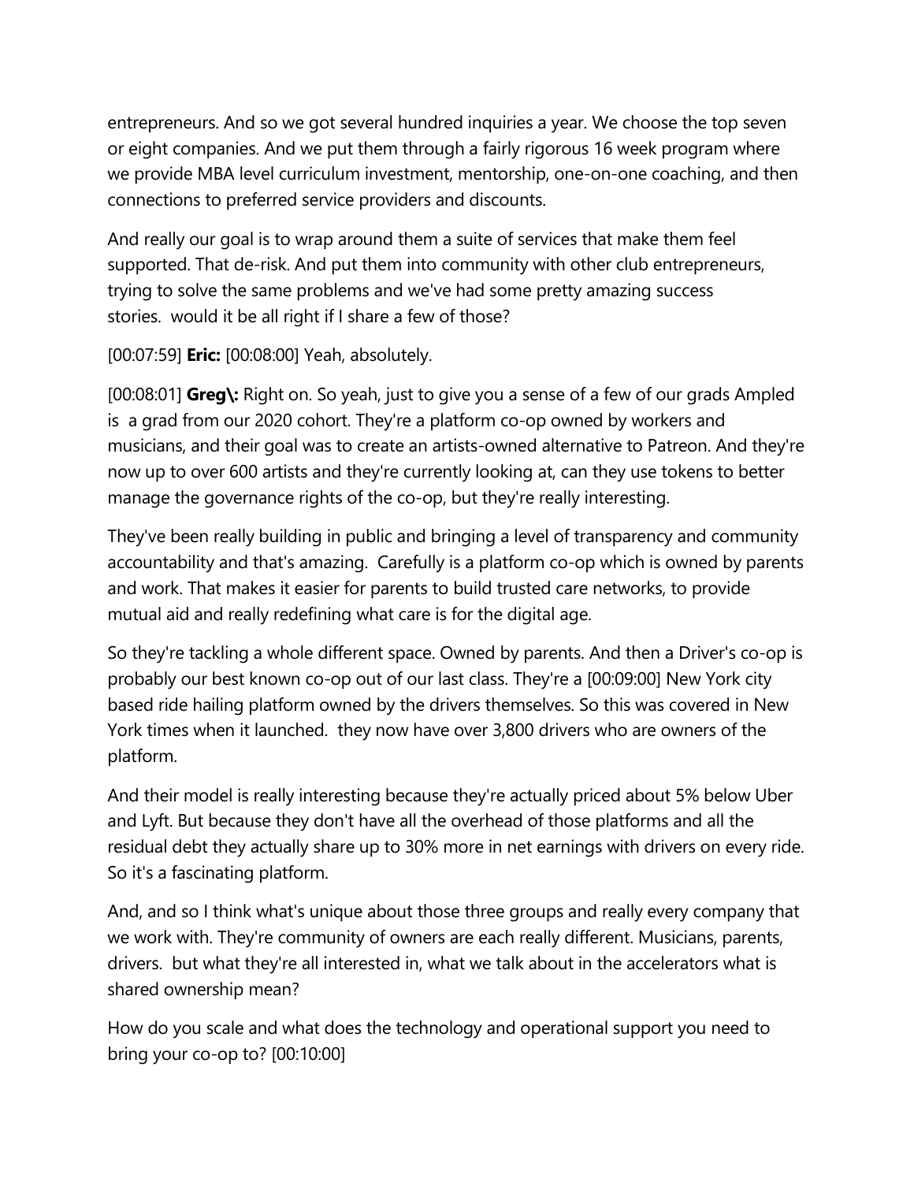entrepreneurs. And so we got several hundred inquiries a year. We choose the top seven or eight companies. And we put them through a fairly rigorous 16 week program where we provide MBA level curriculum investment, mentorship, one-on-one coaching, and then connections to preferred service providers and discounts.

And really our goal is to wrap around them a suite of services that make them feel supported. That de-risk. And put them into community with other club entrepreneurs, trying to solve the same problems and we've had some pretty amazing success stories. would it be all right if I share a few of those?

[00:07:59] **Eric:** [00:08:00] Yeah, absolutely.

[00:08:01] **Greg\:** Right on. So yeah, just to give you a sense of a few of our grads Ampled is a grad from our 2020 cohort. They're a platform co-op owned by workers and musicians, and their goal was to create an artists-owned alternative to Patreon. And they're now up to over 600 artists and they're currently looking at, can they use tokens to better manage the governance rights of the co-op, but they're really interesting.

They've been really building in public and bringing a level of transparency and community accountability and that's amazing. Carefully is a platform co-op which is owned by parents and work. That makes it easier for parents to build trusted care networks, to provide mutual aid and really redefining what care is for the digital age.

So they're tackling a whole different space. Owned by parents. And then a Driver's co-op is probably our best known co-op out of our last class. They're a [00:09:00] New York city based ride hailing platform owned by the drivers themselves. So this was covered in New York times when it launched. they now have over 3,800 drivers who are owners of the platform.

And their model is really interesting because they're actually priced about 5% below Uber and Lyft. But because they don't have all the overhead of those platforms and all the residual debt they actually share up to 30% more in net earnings with drivers on every ride. So it's a fascinating platform.

And, and so I think what's unique about those three groups and really every company that we work with. They're community of owners are each really different. Musicians, parents, drivers. but what they're all interested in, what we talk about in the accelerators what is shared ownership mean?

How do you scale and what does the technology and operational support you need to bring your co-op to? [00:10:00]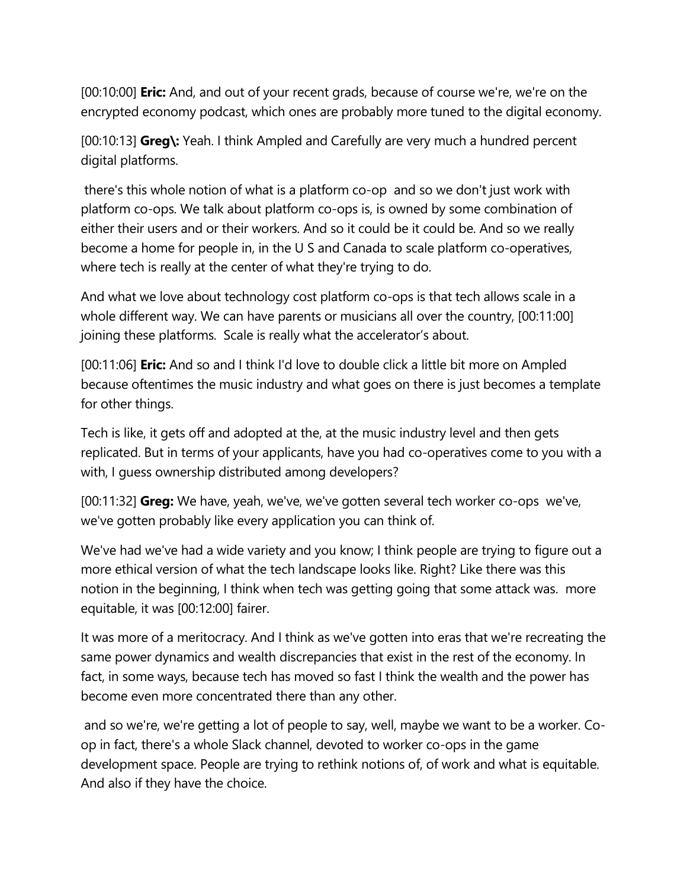[00:10:00] **Eric:** And, and out of your recent grads, because of course we're, we're on the encrypted economy podcast, which ones are probably more tuned to the digital economy.

[00:10:13] **Greg\:** Yeah. I think Ampled and Carefully are very much a hundred percent digital platforms.

there's this whole notion of what is a platform co-op and so we don't just work with platform co-ops. We talk about platform co-ops is, is owned by some combination of either their users and or their workers. And so it could be it could be. And so we really become a home for people in, in the U S and Canada to scale platform co-operatives, where tech is really at the center of what they're trying to do.

And what we love about technology cost platform co-ops is that tech allows scale in a whole different way. We can have parents or musicians all over the country, [00:11:00] joining these platforms. Scale is really what the accelerator's about.

[00:11:06] **Eric:** And so and I think I'd love to double click a little bit more on Ampled because oftentimes the music industry and what goes on there is just becomes a template for other things.

Tech is like, it gets off and adopted at the, at the music industry level and then gets replicated. But in terms of your applicants, have you had co-operatives come to you with a with, I guess ownership distributed among developers?

[00:11:32] **Greg:** We have, yeah, we've, we've gotten several tech worker co-ops we've, we've gotten probably like every application you can think of.

We've had we've had a wide variety and you know; I think people are trying to figure out a more ethical version of what the tech landscape looks like. Right? Like there was this notion in the beginning, I think when tech was getting going that some attack was. more equitable, it was [00:12:00] fairer.

It was more of a meritocracy. And I think as we've gotten into eras that we're recreating the same power dynamics and wealth discrepancies that exist in the rest of the economy. In fact, in some ways, because tech has moved so fast I think the wealth and the power has become even more concentrated there than any other.

and so we're, we're getting a lot of people to say, well, maybe we want to be a worker. Co-op in fact, there's a whole Slack channel, devoted to worker co-ops in the game development space. People are trying to rethink notions of, of work and what is equitable. And also if they have the choice.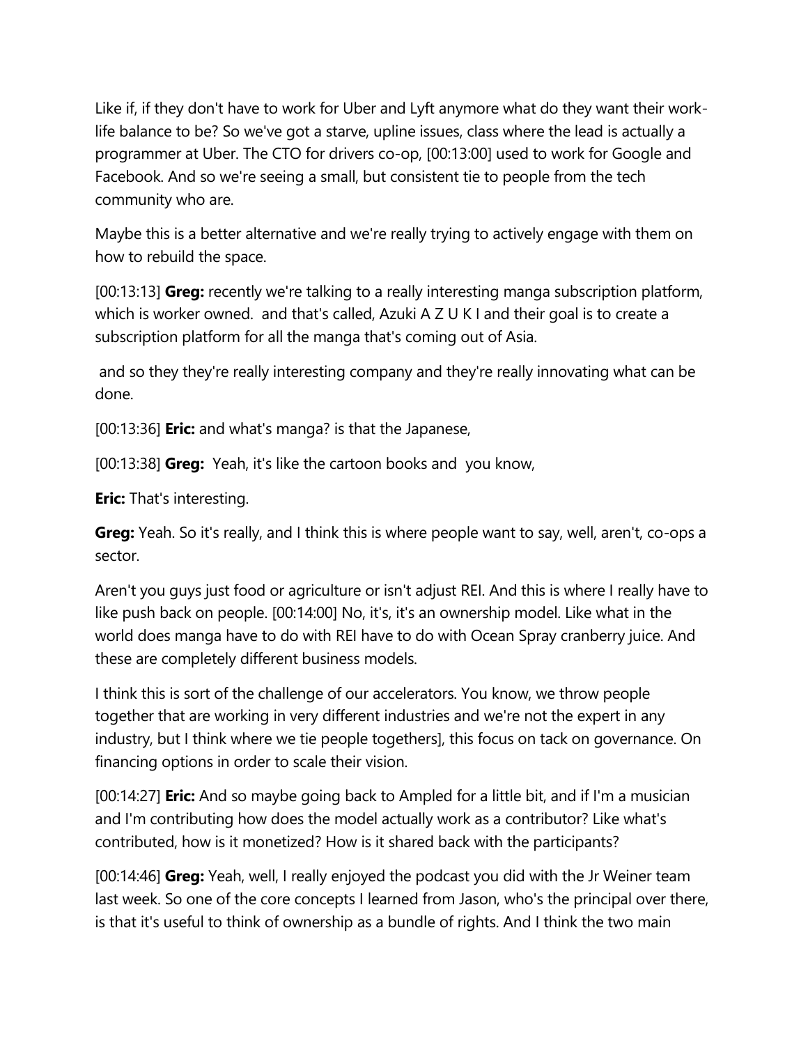Like if, if they don't have to work for Uber and Lyft anymore what do they want their work-life balance to be? So we've got a starve, upline issues, class where the lead is actually a programmer at Uber. The CTO for drivers co-op, [00:13:00] used to work for Google and Facebook. And so we're seeing a small, but consistent tie to people from the tech community who are.

Maybe this is a better alternative and we're really trying to actively engage with them on how to rebuild the space.

[00:13:13] **Greg:** recently we're talking to a really interesting manga subscription platform, which is worker owned. and that's called, Azuki A Z U K I and their goal is to create a subscription platform for all the manga that's coming out of Asia.

and so they they're really interesting company and they're really innovating what can be done.

[00:13:36] **Eric:** and what's manga? is that the Japanese,

[00:13:38] **Greg:** Yeah, it's like the cartoon books and you know,

**Eric:** That's interesting.

**Greg:** Yeah. So it's really, and I think this is where people want to say, well, aren't, co-ops a sector.

Aren't you guys just food or agriculture or isn't adjust REI. And this is where I really have to like push back on people. [00:14:00] No, it's, it's an ownership model. Like what in the world does manga have to do with REI have to do with Ocean Spray cranberry juice. And these are completely different business models.

I think this is sort of the challenge of our accelerators. You know, we throw people together that are working in very different industries and we're not the expert in any industry, but I think where we tie people togethers], this focus on tack on governance. On financing options in order to scale their vision.

[00:14:27] **Eric:** And so maybe going back to Ampled for a little bit, and if I'm a musician and I'm contributing how does the model actually work as a contributor? Like what's contributed, how is it monetized? How is it shared back with the participants?

[00:14:46] **Greg:** Yeah, well, I really enjoyed the podcast you did with the Jr Weiner team last week. So one of the core concepts I learned from Jason, who's the principal over there, is that it's useful to think of ownership as a bundle of rights. And I think the two main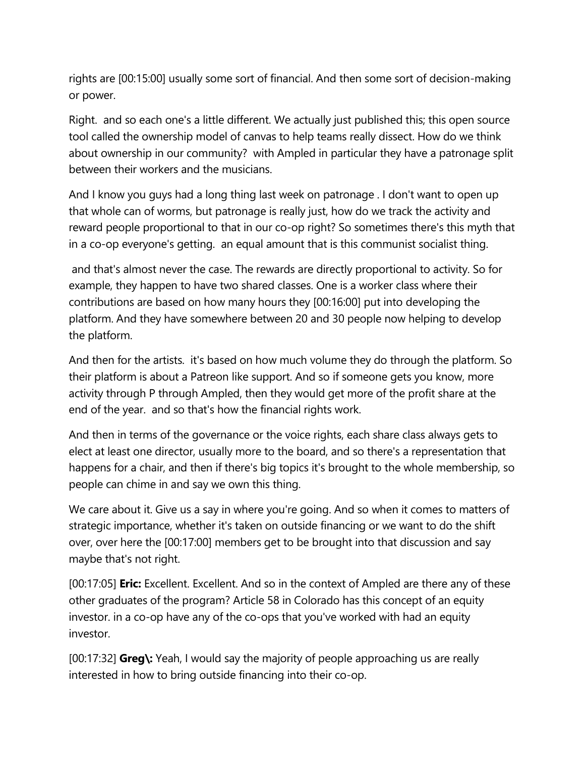rights are [00:15:00] usually some sort of financial. And then some sort of decision-making or power.

Right.  and so each one's a little different. We actually just published this; this open source tool called the ownership model of canvas to help teams really dissect. How do we think about ownership in our community?  with Ampled in particular they have a patronage split between their workers and the musicians.

And I know you guys had a long thing last week on patronage . I don't want to open up that whole can of worms, but patronage is really just, how do we track the activity and reward people proportional to that in our co-op right? So sometimes there's this myth that in a co-op everyone's getting.  an equal amount that is this communist socialist thing.

 and that's almost never the case. The rewards are directly proportional to activity. So for example, they happen to have two shared classes. One is a worker class where their contributions are based on how many hours they [00:16:00] put into developing the platform. And they have somewhere between 20 and 30 people now helping to develop the platform.

And then for the artists.  it's based on how much volume they do through the platform. So their platform is about a Patreon like support. And so if someone gets you know, more activity through P through Ampled, then they would get more of the profit share at the end of the year.  and so that's how the financial rights work.

And then in terms of the governance or the voice rights, each share class always gets to elect at least one director, usually more to the board, and so there's a representation that happens for a chair, and then if there's big topics it's brought to the whole membership, so people can chime in and say we own this thing.

We care about it. Give us a say in where you're going. And so when it comes to matters of strategic importance, whether it's taken on outside financing or we want to do the shift over, over here the [00:17:00] members get to be brought into that discussion and say maybe that's not right.

[00:17:05] **Eric:** Excellent. Excellent. And so in the context of Ampled are there any of these other graduates of the program? Article 58 in Colorado has this concept of an equity investor. in a co-op have any of the co-ops that you've worked with had an equity investor.

[00:17:32] **Greg\:** Yeah, I would say the majority of people approaching us are really interested in how to bring outside financing into their co-op.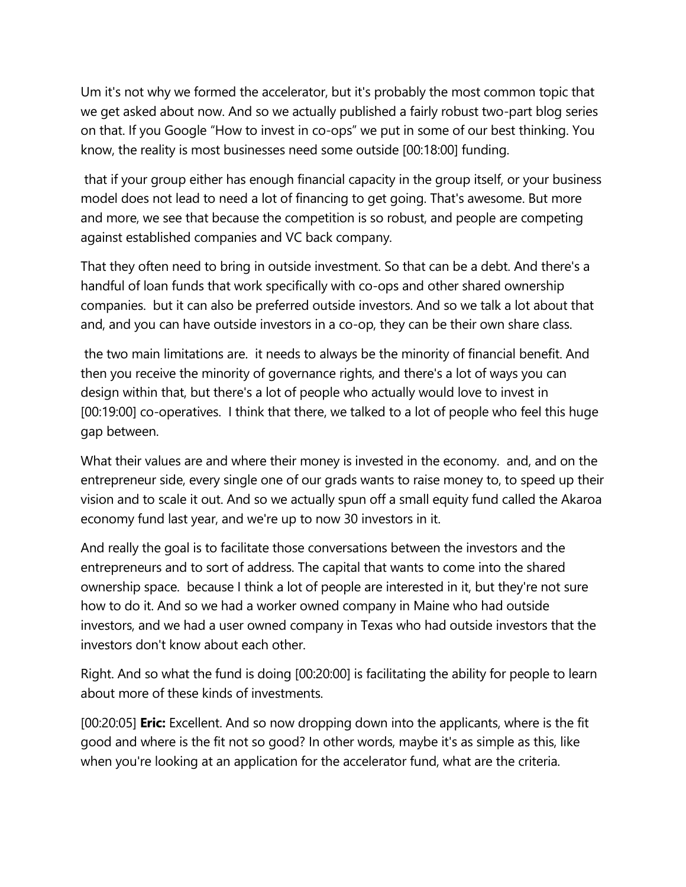Um it's not why we formed the accelerator, but it's probably the most common topic that we get asked about now. And so we actually published a fairly robust two-part blog series on that. If you Google "How to invest in co-ops" we put in some of our best thinking. You know, the reality is most businesses need some outside [00:18:00] funding.

that if your group either has enough financial capacity in the group itself, or your business model does not lead to need a lot of financing to get going. That's awesome. But more and more, we see that because the competition is so robust, and people are competing against established companies and VC back company.

That they often need to bring in outside investment. So that can be a debt. And there's a handful of loan funds that work specifically with co-ops and other shared ownership companies. but it can also be preferred outside investors. And so we talk a lot about that and, and you can have outside investors in a co-op, they can be their own share class.

the two main limitations are. it needs to always be the minority of financial benefit. And then you receive the minority of governance rights, and there's a lot of ways you can design within that, but there's a lot of people who actually would love to invest in [00:19:00] co-operatives. I think that there, we talked to a lot of people who feel this huge gap between.

What their values are and where their money is invested in the economy. and, and on the entrepreneur side, every single one of our grads wants to raise money to, to speed up their vision and to scale it out. And so we actually spun off a small equity fund called the Akaroa economy fund last year, and we're up to now 30 investors in it.

And really the goal is to facilitate those conversations between the investors and the entrepreneurs and to sort of address. The capital that wants to come into the shared ownership space. because I think a lot of people are interested in it, but they're not sure how to do it. And so we had a worker owned company in Maine who had outside investors, and we had a user owned company in Texas who had outside investors that the investors don't know about each other.

Right. And so what the fund is doing [00:20:00] is facilitating the ability for people to learn about more of these kinds of investments.

[00:20:05] **Eric:** Excellent. And so now dropping down into the applicants, where is the fit good and where is the fit not so good? In other words, maybe it's as simple as this, like when you're looking at an application for the accelerator fund, what are the criteria.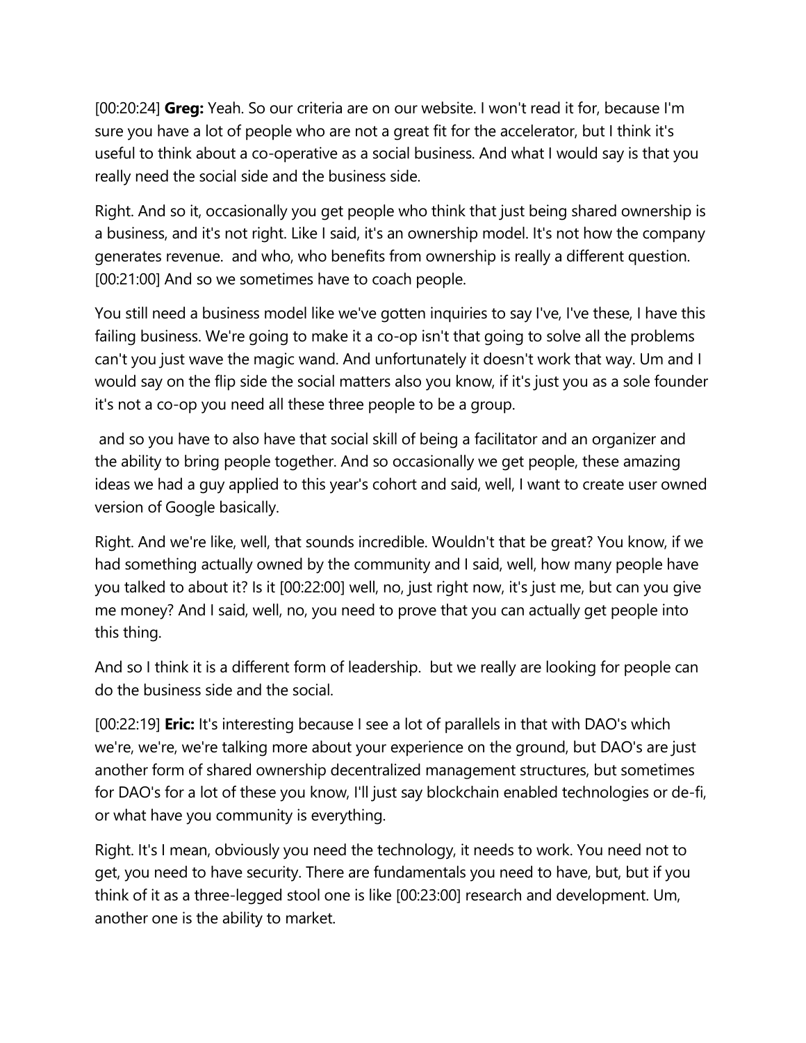[00:20:24] **Greg:** Yeah. So our criteria are on our website. I won't read it for, because I'm sure you have a lot of people who are not a great fit for the accelerator, but I think it's useful to think about a co-operative as a social business. And what I would say is that you really need the social side and the business side.

Right. And so it, occasionally you get people who think that just being shared ownership is a business, and it's not right. Like I said, it's an ownership model. It's not how the company generates revenue. and who, who benefits from ownership is really a different question. [00:21:00] And so we sometimes have to coach people.

You still need a business model like we've gotten inquiries to say I've, I've these, I have this failing business. We're going to make it a co-op isn't that going to solve all the problems can't you just wave the magic wand. And unfortunately it doesn't work that way. Um and I would say on the flip side the social matters also you know, if it's just you as a sole founder it's not a co-op you need all these three people to be a group.

and so you have to also have that social skill of being a facilitator and an organizer and the ability to bring people together. And so occasionally we get people, these amazing ideas we had a guy applied to this year's cohort and said, well, I want to create user owned version of Google basically.

Right. And we're like, well, that sounds incredible. Wouldn't that be great? You know, if we had something actually owned by the community and I said, well, how many people have you talked to about it? Is it [00:22:00] well, no, just right now, it's just me, but can you give me money? And I said, well, no, you need to prove that you can actually get people into this thing.

And so I think it is a different form of leadership. but we really are looking for people can do the business side and the social.

[00:22:19] **Eric:** It's interesting because I see a lot of parallels in that with DAO's which we're, we're, we're talking more about your experience on the ground, but DAO's are just another form of shared ownership decentralized management structures, but sometimes for DAO's for a lot of these you know, I'll just say blockchain enabled technologies or de-fi, or what have you community is everything.

Right. It's I mean, obviously you need the technology, it needs to work. You need not to get, you need to have security. There are fundamentals you need to have, but, but if you think of it as a three-legged stool one is like [00:23:00] research and development. Um, another one is the ability to market.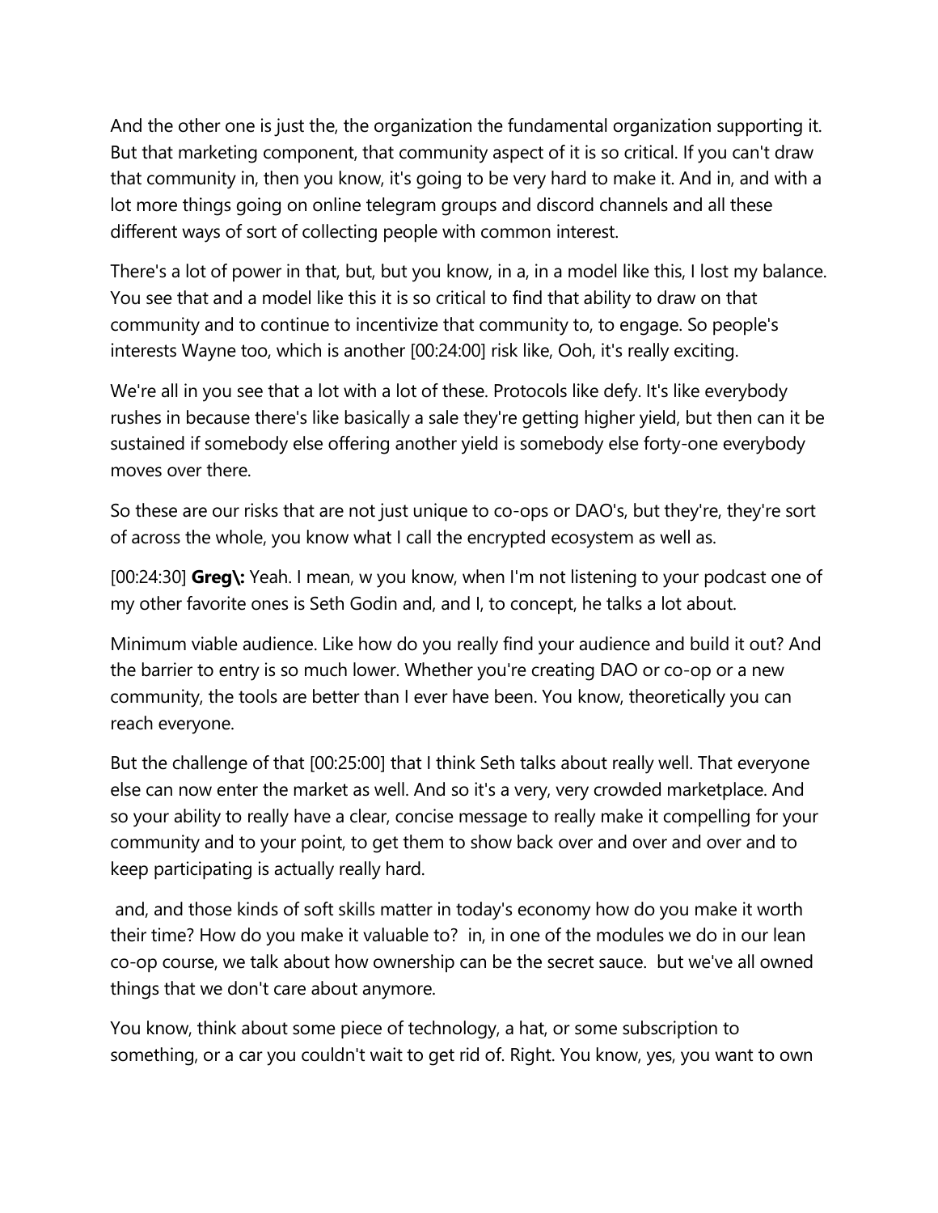And the other one is just the, the organization the fundamental organization supporting it. But that marketing component, that community aspect of it is so critical. If you can't draw that community in, then you know, it's going to be very hard to make it. And in, and with a lot more things going on online telegram groups and discord channels and all these different ways of sort of collecting people with common interest.

There's a lot of power in that, but, but you know, in a, in a model like this, I lost my balance. You see that and a model like this it is so critical to find that ability to draw on that community and to continue to incentivize that community to, to engage. So people's interests Wayne too, which is another [00:24:00] risk like, Ooh, it's really exciting.

We're all in you see that a lot with a lot of these. Protocols like defy. It's like everybody rushes in because there's like basically a sale they're getting higher yield, but then can it be sustained if somebody else offering another yield is somebody else forty-one everybody moves over there.

So these are our risks that are not just unique to co-ops or DAO's, but they're, they're sort of across the whole, you know what I call the encrypted ecosystem as well as.

[00:24:30] **Greg\:** Yeah. I mean, w you know, when I'm not listening to your podcast one of my other favorite ones is Seth Godin and, and I, to concept, he talks a lot about.

Minimum viable audience. Like how do you really find your audience and build it out? And the barrier to entry is so much lower. Whether you're creating DAO or co-op or a new community, the tools are better than I ever have been. You know, theoretically you can reach everyone.

But the challenge of that [00:25:00] that I think Seth talks about really well. That everyone else can now enter the market as well. And so it's a very, very crowded marketplace. And so your ability to really have a clear, concise message to really make it compelling for your community and to your point, to get them to show back over and over and over and to keep participating is actually really hard.

and, and those kinds of soft skills matter in today's economy how do you make it worth their time? How do you make it valuable to? in, in one of the modules we do in our lean co-op course, we talk about how ownership can be the secret sauce. but we've all owned things that we don't care about anymore.

You know, think about some piece of technology, a hat, or some subscription to something, or a car you couldn't wait to get rid of. Right. You know, yes, you want to own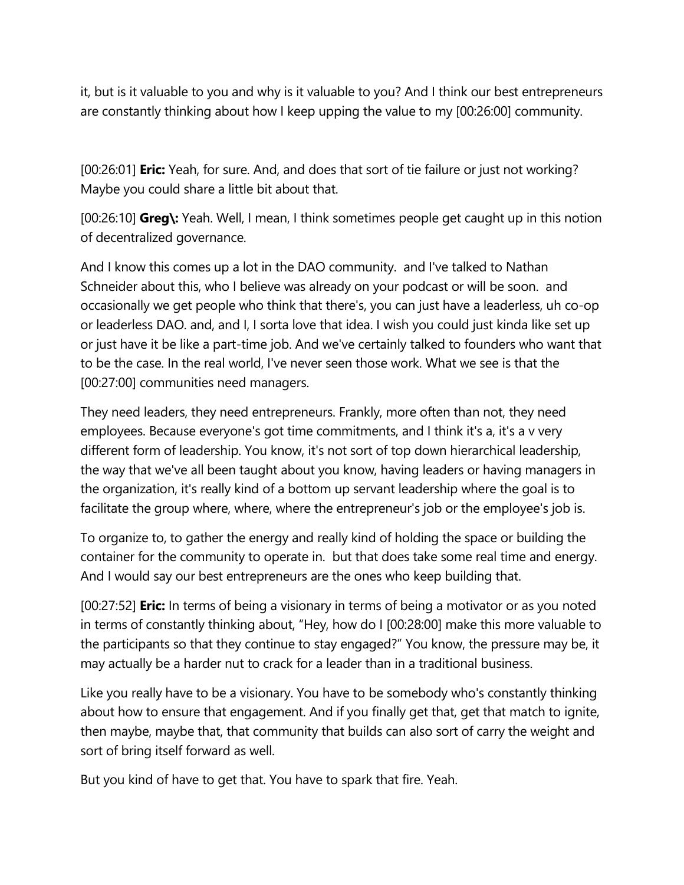it, but is it valuable to you and why is it valuable to you? And I think our best entrepreneurs are constantly thinking about how I keep upping the value to my [00:26:00] community.

[00:26:01] **Eric:** Yeah, for sure. And, and does that sort of tie failure or just not working? Maybe you could share a little bit about that.

[00:26:10] **Greg\:** Yeah. Well, I mean, I think sometimes people get caught up in this notion of decentralized governance.

And I know this comes up a lot in the DAO community.  and I've talked to Nathan Schneider about this, who I believe was already on your podcast or will be soon.  and occasionally we get people who think that there's, you can just have a leaderless, uh co-op or leaderless DAO. and, and I, I sorta love that idea. I wish you could just kinda like set up or just have it be like a part-time job. And we've certainly talked to founders who want that to be the case. In the real world, I've never seen those work. What we see is that the [00:27:00] communities need managers.

They need leaders, they need entrepreneurs. Frankly, more often than not, they need employees. Because everyone's got time commitments, and I think it's a, it's a v very different form of leadership. You know, it's not sort of top down hierarchical leadership, the way that we've all been taught about you know, having leaders or having managers in the organization, it's really kind of a bottom up servant leadership where the goal is to facilitate the group where, where, where the entrepreneur's job or the employee's job is.

To organize to, to gather the energy and really kind of holding the space or building the container for the community to operate in.  but that does take some real time and energy. And I would say our best entrepreneurs are the ones who keep building that.

[00:27:52] **Eric:** In terms of being a visionary in terms of being a motivator or as you noted in terms of constantly thinking about, "Hey, how do I [00:28:00] make this more valuable to the participants so that they continue to stay engaged?" You know, the pressure may be, it may actually be a harder nut to crack for a leader than in a traditional business.

Like you really have to be a visionary. You have to be somebody who's constantly thinking about how to ensure that engagement. And if you finally get that, get that match to ignite, then maybe, maybe that, that community that builds can also sort of carry the weight and sort of bring itself forward as well.

But you kind of have to get that. You have to spark that fire. Yeah.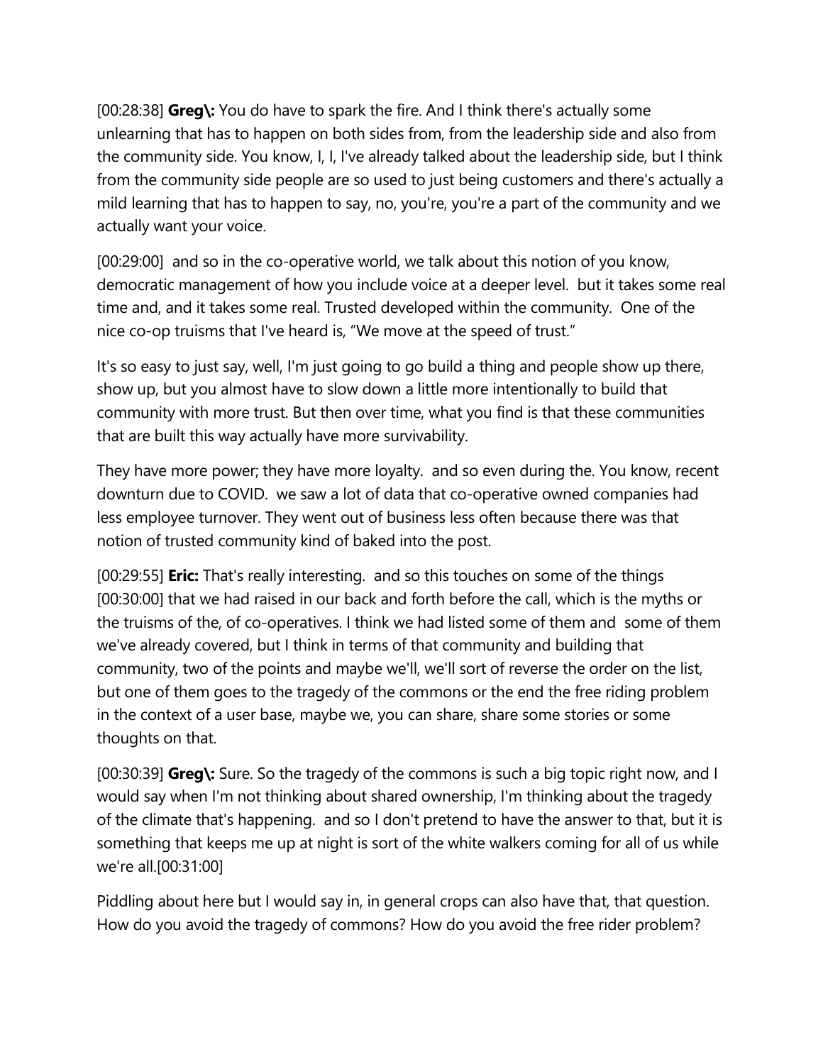[00:28:38] **Greg\:** You do have to spark the fire. And I think there's actually some unlearning that has to happen on both sides from, from the leadership side and also from the community side. You know, I, I, I've already talked about the leadership side, but I think from the community side people are so used to just being customers and there's actually a mild learning that has to happen to say, no, you're, you're a part of the community and we actually want your voice.

[00:29:00] and so in the co-operative world, we talk about this notion of you know, democratic management of how you include voice at a deeper level. but it takes some real time and, and it takes some real. Trusted developed within the community. One of the nice co-op truisms that I've heard is, "We move at the speed of trust."

It's so easy to just say, well, I'm just going to go build a thing and people show up there, show up, but you almost have to slow down a little more intentionally to build that community with more trust. But then over time, what you find is that these communities that are built this way actually have more survivability.

They have more power; they have more loyalty. and so even during the. You know, recent downturn due to COVID. we saw a lot of data that co-operative owned companies had less employee turnover. They went out of business less often because there was that notion of trusted community kind of baked into the post.

[00:29:55] **Eric:** That's really interesting. and so this touches on some of the things [00:30:00] that we had raised in our back and forth before the call, which is the myths or the truisms of the, of co-operatives. I think we had listed some of them and some of them we've already covered, but I think in terms of that community and building that community, two of the points and maybe we'll, we'll sort of reverse the order on the list, but one of them goes to the tragedy of the commons or the end the free riding problem in the context of a user base, maybe we, you can share, share some stories or some thoughts on that.

[00:30:39] **Greg\:** Sure. So the tragedy of the commons is such a big topic right now, and I would say when I'm not thinking about shared ownership, I'm thinking about the tragedy of the climate that's happening. and so I don't pretend to have the answer to that, but it is something that keeps me up at night is sort of the white walkers coming for all of us while we're all.[00:31:00]

Piddling about here but I would say in, in general crops can also have that, that question. How do you avoid the tragedy of commons? How do you avoid the free rider problem?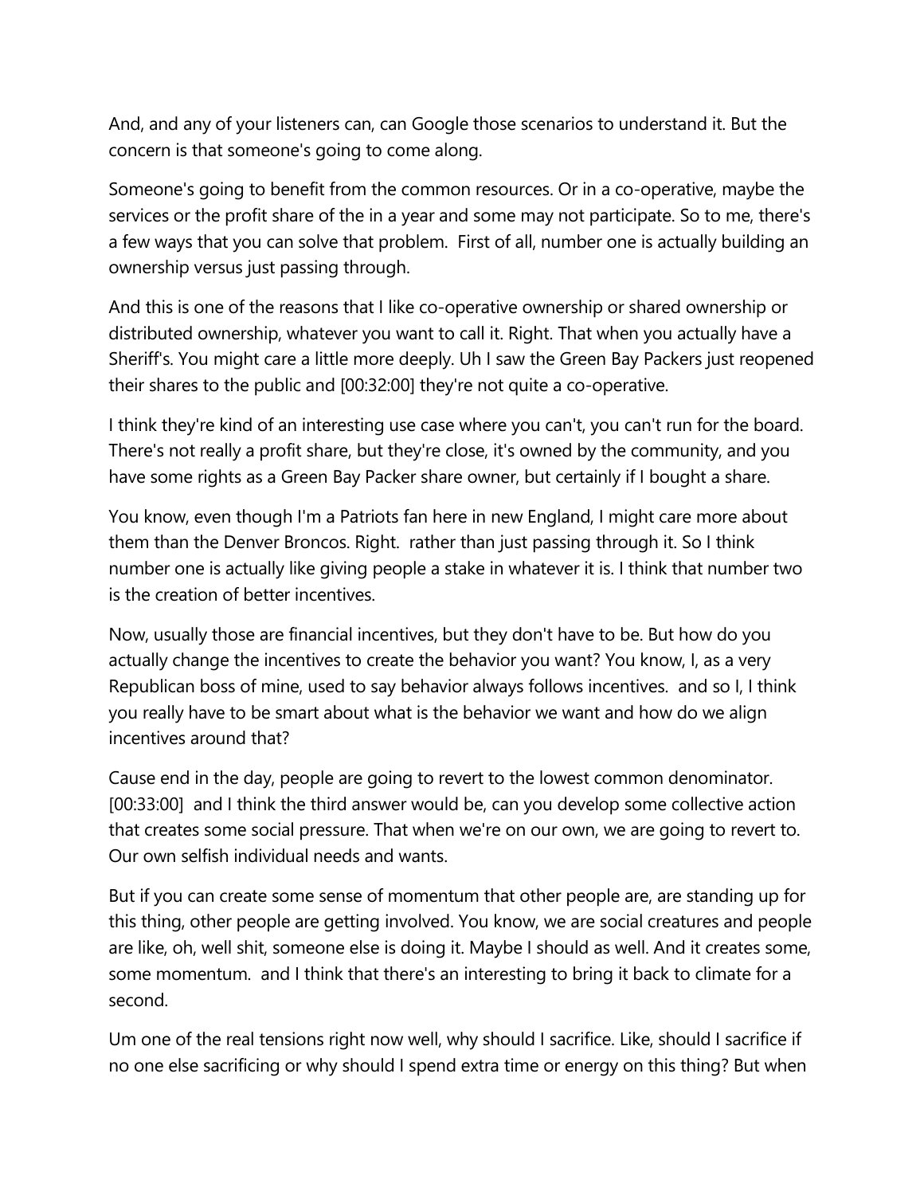And, and any of your listeners can, can Google those scenarios to understand it. But the concern is that someone's going to come along.

Someone's going to benefit from the common resources. Or in a co-operative, maybe the services or the profit share of the in a year and some may not participate. So to me, there's a few ways that you can solve that problem. First of all, number one is actually building an ownership versus just passing through.

And this is one of the reasons that I like co-operative ownership or shared ownership or distributed ownership, whatever you want to call it. Right. That when you actually have a Sheriff's. You might care a little more deeply. Uh I saw the Green Bay Packers just reopened their shares to the public and [00:32:00] they're not quite a co-operative.

I think they're kind of an interesting use case where you can't, you can't run for the board. There's not really a profit share, but they're close, it's owned by the community, and you have some rights as a Green Bay Packer share owner, but certainly if I bought a share.

You know, even though I'm a Patriots fan here in new England, I might care more about them than the Denver Broncos. Right. rather than just passing through it. So I think number one is actually like giving people a stake in whatever it is. I think that number two is the creation of better incentives.

Now, usually those are financial incentives, but they don't have to be. But how do you actually change the incentives to create the behavior you want? You know, I, as a very Republican boss of mine, used to say behavior always follows incentives. and so I, I think you really have to be smart about what is the behavior we want and how do we align incentives around that?

Cause end in the day, people are going to revert to the lowest common denominator. [00:33:00] and I think the third answer would be, can you develop some collective action that creates some social pressure. That when we're on our own, we are going to revert to. Our own selfish individual needs and wants.

But if you can create some sense of momentum that other people are, are standing up for this thing, other people are getting involved. You know, we are social creatures and people are like, oh, well shit, someone else is doing it. Maybe I should as well. And it creates some, some momentum. and I think that there's an interesting to bring it back to climate for a second.

Um one of the real tensions right now well, why should I sacrifice. Like, should I sacrifice if no one else sacrificing or why should I spend extra time or energy on this thing? But when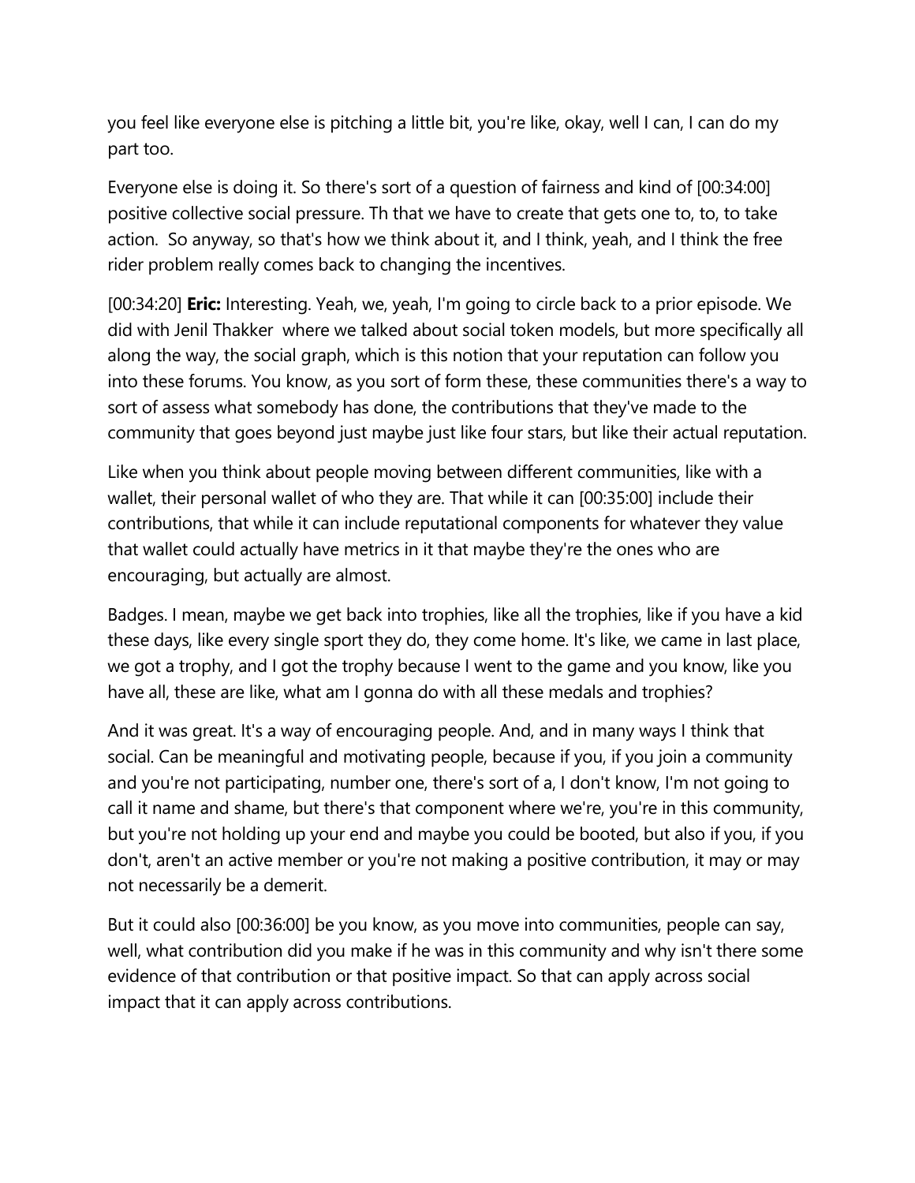you feel like everyone else is pitching a little bit, you're like, okay, well I can, I can do my part too.

Everyone else is doing it. So there's sort of a question of fairness and kind of [00:34:00] positive collective social pressure. Th that we have to create that gets one to, to, to take action.  So anyway, so that's how we think about it, and I think, yeah, and I think the free rider problem really comes back to changing the incentives.

[00:34:20] **Eric:** Interesting. Yeah, we, yeah, I'm going to circle back to a prior episode. We did with Jenil Thakker  where we talked about social token models, but more specifically all along the way, the social graph, which is this notion that your reputation can follow you into these forums. You know, as you sort of form these, these communities there's a way to sort of assess what somebody has done, the contributions that they've made to the community that goes beyond just maybe just like four stars, but like their actual reputation.

Like when you think about people moving between different communities, like with a wallet, their personal wallet of who they are. That while it can [00:35:00] include their contributions, that while it can include reputational components for whatever they value that wallet could actually have metrics in it that maybe they're the ones who are encouraging, but actually are almost.

Badges. I mean, maybe we get back into trophies, like all the trophies, like if you have a kid these days, like every single sport they do, they come home. It's like, we came in last place, we got a trophy, and I got the trophy because I went to the game and you know, like you have all, these are like, what am I gonna do with all these medals and trophies?

And it was great. It's a way of encouraging people. And, and in many ways I think that social. Can be meaningful and motivating people, because if you, if you join a community and you're not participating, number one, there's sort of a, I don't know, I'm not going to call it name and shame, but there's that component where we're, you're in this community, but you're not holding up your end and maybe you could be booted, but also if you, if you don't, aren't an active member or you're not making a positive contribution, it may or may not necessarily be a demerit.

But it could also [00:36:00] be you know, as you move into communities, people can say, well, what contribution did you make if he was in this community and why isn't there some evidence of that contribution or that positive impact. So that can apply across social impact that it can apply across contributions.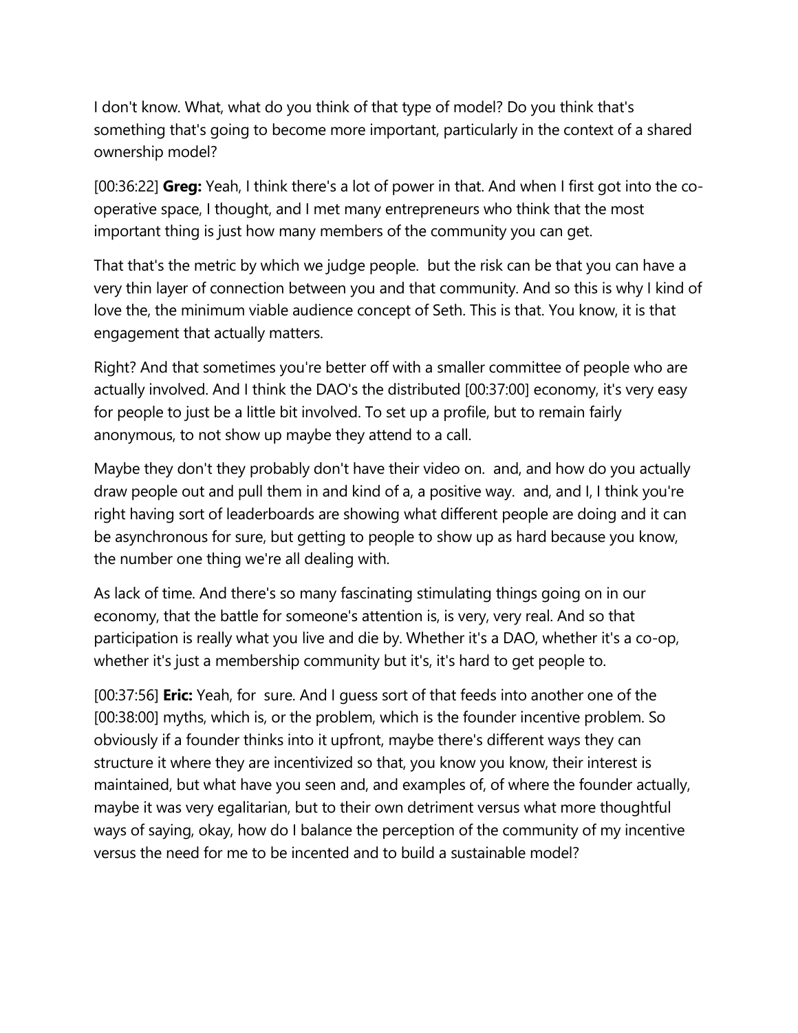I don't know. What, what do you think of that type of model? Do you think that's something that's going to become more important, particularly in the context of a shared ownership model?

[00:36:22] **Greg:** Yeah, I think there's a lot of power in that. And when I first got into the co-operative space, I thought, and I met many entrepreneurs who think that the most important thing is just how many members of the community you can get.

That that's the metric by which we judge people. but the risk can be that you can have a very thin layer of connection between you and that community. And so this is why I kind of love the, the minimum viable audience concept of Seth. This is that. You know, it is that engagement that actually matters.

Right? And that sometimes you're better off with a smaller committee of people who are actually involved. And I think the DAO's the distributed [00:37:00] economy, it's very easy for people to just be a little bit involved. To set up a profile, but to remain fairly anonymous, to not show up maybe they attend to a call.

Maybe they don't they probably don't have their video on. and, and how do you actually draw people out and pull them in and kind of a, a positive way. and, and I, I think you're right having sort of leaderboards are showing what different people are doing and it can be asynchronous for sure, but getting to people to show up as hard because you know, the number one thing we're all dealing with.

As lack of time. And there's so many fascinating stimulating things going on in our economy, that the battle for someone's attention is, is very, very real. And so that participation is really what you live and die by. Whether it's a DAO, whether it's a co-op, whether it's just a membership community but it's, it's hard to get people to.

[00:37:56] **Eric:** Yeah, for sure. And I guess sort of that feeds into another one of the [00:38:00] myths, which is, or the problem, which is the founder incentive problem. So obviously if a founder thinks into it upfront, maybe there's different ways they can structure it where they are incentivized so that, you know you know, their interest is maintained, but what have you seen and, and examples of, of where the founder actually, maybe it was very egalitarian, but to their own detriment versus what more thoughtful ways of saying, okay, how do I balance the perception of the community of my incentive versus the need for me to be incented and to build a sustainable model?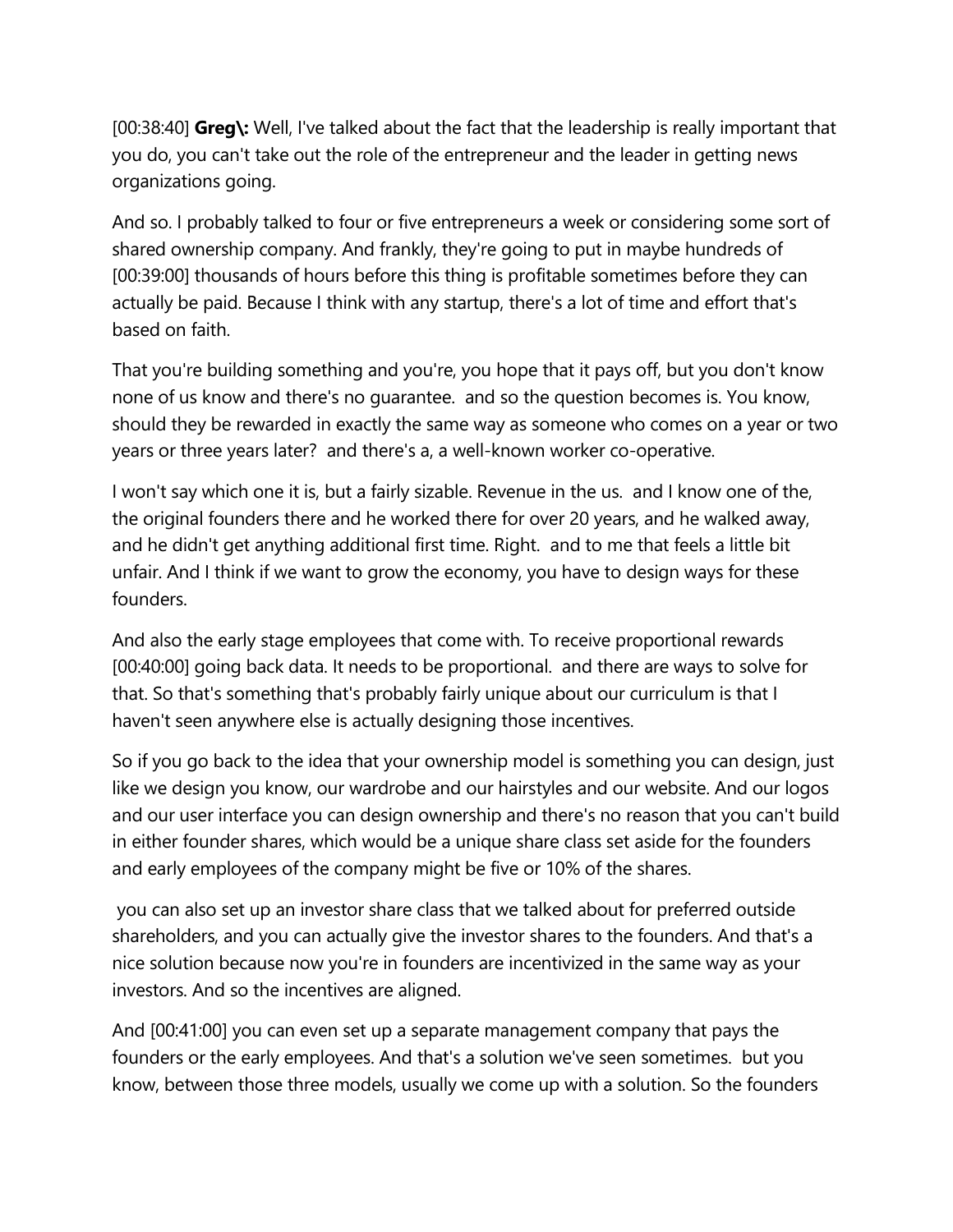[00:38:40] **Greg:** Well, I've talked about the fact that the leadership is really important that you do, you can't take out the role of the entrepreneur and the leader in getting news organizations going.

And so. I probably talked to four or five entrepreneurs a week or considering some sort of shared ownership company. And frankly, they're going to put in maybe hundreds of [00:39:00] thousands of hours before this thing is profitable sometimes before they can actually be paid. Because I think with any startup, there's a lot of time and effort that's based on faith.

That you're building something and you're, you hope that it pays off, but you don't know none of us know and there's no guarantee. and so the question becomes is. You know, should they be rewarded in exactly the same way as someone who comes on a year or two years or three years later? and there's a, a well-known worker co-operative.

I won't say which one it is, but a fairly sizable. Revenue in the us. and I know one of the, the original founders there and he worked there for over 20 years, and he walked away, and he didn't get anything additional first time. Right. and to me that feels a little bit unfair. And I think if we want to grow the economy, you have to design ways for these founders.

And also the early stage employees that come with. To receive proportional rewards [00:40:00] going back data. It needs to be proportional. and there are ways to solve for that. So that's something that's probably fairly unique about our curriculum is that I haven't seen anywhere else is actually designing those incentives.

So if you go back to the idea that your ownership model is something you can design, just like we design you know, our wardrobe and our hairstyles and our website. And our logos and our user interface you can design ownership and there's no reason that you can't build in either founder shares, which would be a unique share class set aside for the founders and early employees of the company might be five or 10% of the shares.

you can also set up an investor share class that we talked about for preferred outside shareholders, and you can actually give the investor shares to the founders. And that's a nice solution because now you're in founders are incentivized in the same way as your investors. And so the incentives are aligned.

And [00:41:00] you can even set up a separate management company that pays the founders or the early employees. And that's a solution we've seen sometimes. but you know, between those three models, usually we come up with a solution. So the founders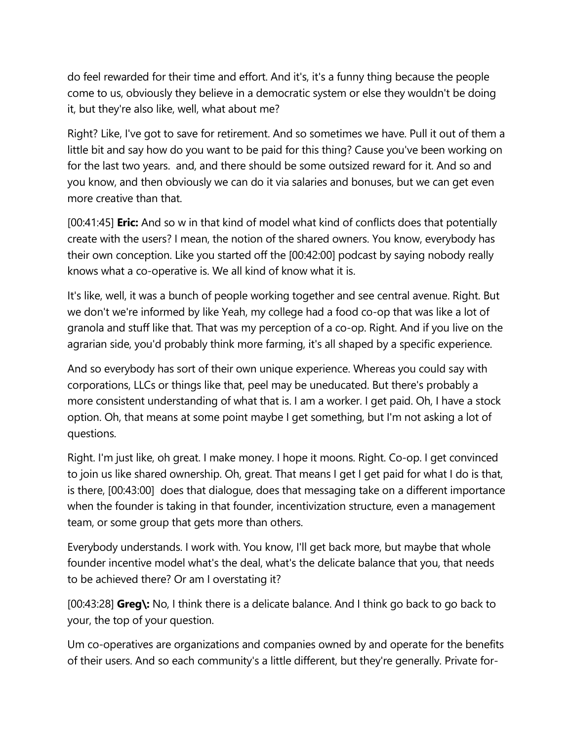do feel rewarded for their time and effort. And it's, it's a funny thing because the people come to us, obviously they believe in a democratic system or else they wouldn't be doing it, but they're also like, well, what about me?

Right? Like, I've got to save for retirement. And so sometimes we have. Pull it out of them a little bit and say how do you want to be paid for this thing? Cause you've been working on for the last two years.  and, and there should be some outsized reward for it. And so and you know, and then obviously we can do it via salaries and bonuses, but we can get even more creative than that.

[00:41:45] **Eric:** And so w in that kind of model what kind of conflicts does that potentially create with the users? I mean, the notion of the shared owners. You know, everybody has their own conception. Like you started off the [00:42:00] podcast by saying nobody really knows what a co-operative is. We all kind of know what it is.

It's like, well, it was a bunch of people working together and see central avenue. Right. But we don't we're informed by like Yeah, my college had a food co-op that was like a lot of granola and stuff like that. That was my perception of a co-op. Right. And if you live on the agrarian side, you'd probably think more farming, it's all shaped by a specific experience.

And so everybody has sort of their own unique experience. Whereas you could say with corporations, LLCs or things like that, peel may be uneducated. But there's probably a more consistent understanding of what that is. I am a worker. I get paid. Oh, I have a stock option. Oh, that means at some point maybe I get something, but I'm not asking a lot of questions.

Right. I'm just like, oh great. I make money. I hope it moons. Right. Co-op. I get convinced to join us like shared ownership. Oh, great. That means I get I get paid for what I do is that, is there, [00:43:00]  does that dialogue, does that messaging take on a different importance when the founder is taking in that founder, incentivization structure, even a management team, or some group that gets more than others.

Everybody understands. I work with. You know, I'll get back more, but maybe that whole founder incentive model what's the deal, what's the delicate balance that you, that needs to be achieved there? Or am I overstating it?

[00:43:28] **Greg\:** No, I think there is a delicate balance. And I think go back to go back to your, the top of your question.

Um co-operatives are organizations and companies owned by and operate for the benefits of their users. And so each community's a little different, but they're generally. Private for-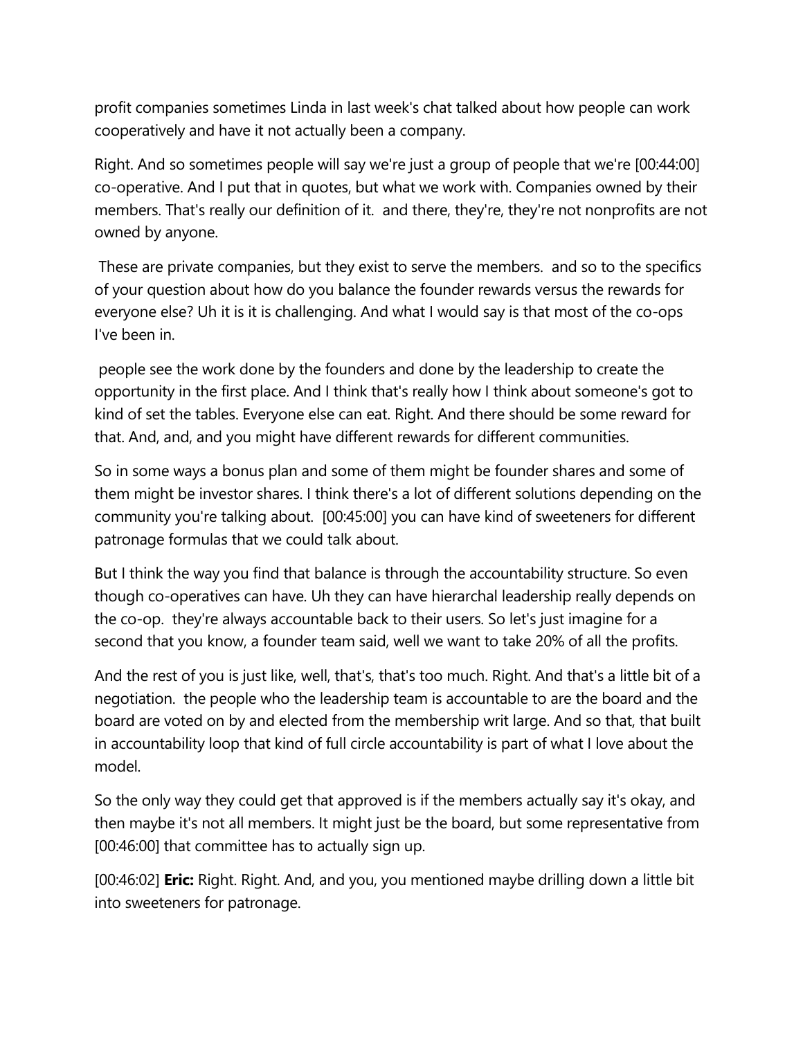profit companies sometimes Linda in last week's chat talked about how people can work cooperatively and have it not actually been a company.

Right. And so sometimes people will say we're just a group of people that we're [00:44:00] co-operative. And I put that in quotes, but what we work with. Companies owned by their members. That's really our definition of it. and there, they're, they're not nonprofits are not owned by anyone.

These are private companies, but they exist to serve the members. and so to the specifics of your question about how do you balance the founder rewards versus the rewards for everyone else? Uh it is it is challenging. And what I would say is that most of the co-ops I've been in.

people see the work done by the founders and done by the leadership to create the opportunity in the first place. And I think that's really how I think about someone's got to kind of set the tables. Everyone else can eat. Right. And there should be some reward for that. And, and, and you might have different rewards for different communities.

So in some ways a bonus plan and some of them might be founder shares and some of them might be investor shares. I think there's a lot of different solutions depending on the community you're talking about. [00:45:00] you can have kind of sweeteners for different patronage formulas that we could talk about.

But I think the way you find that balance is through the accountability structure. So even though co-operatives can have. Uh they can have hierarchal leadership really depends on the co-op. they're always accountable back to their users. So let's just imagine for a second that you know, a founder team said, well we want to take 20% of all the profits.

And the rest of you is just like, well, that's, that's too much. Right. And that's a little bit of a negotiation. the people who the leadership team is accountable to are the board and the board are voted on by and elected from the membership writ large. And so that, that built in accountability loop that kind of full circle accountability is part of what I love about the model.

So the only way they could get that approved is if the members actually say it's okay, and then maybe it's not all members. It might just be the board, but some representative from [00:46:00] that committee has to actually sign up.

[00:46:02] **Eric:** Right. Right. And, and you, you mentioned maybe drilling down a little bit into sweeteners for patronage.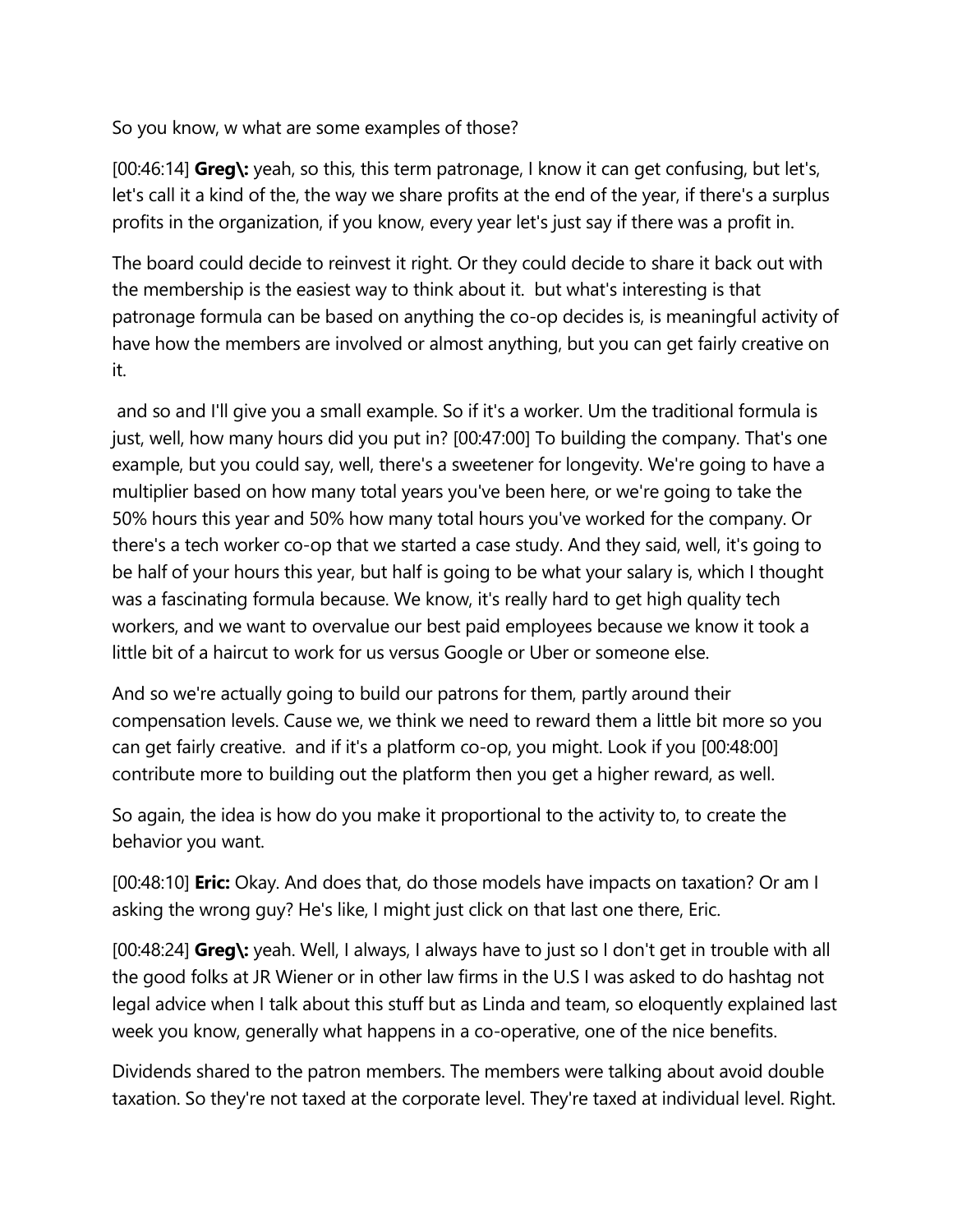So you know, w what are some examples of those?

[00:46:14] **Greg:** yeah, so this, this term patronage, I know it can get confusing, but let's, let's call it a kind of the, the way we share profits at the end of the year, if there's a surplus profits in the organization, if you know, every year let's just say if there was a profit in.

The board could decide to reinvest it right. Or they could decide to share it back out with the membership is the easiest way to think about it.  but what's interesting is that patronage formula can be based on anything the co-op decides is, is meaningful activity of have how the members are involved or almost anything, but you can get fairly creative on it.

and so and I'll give you a small example. So if it's a worker. Um the traditional formula is just, well, how many hours did you put in? [00:47:00] To building the company. That's one example, but you could say, well, there's a sweetener for longevity. We're going to have a multiplier based on how many total years you've been here, or we're going to take the 50% hours this year and 50% how many total hours you've worked for the company. Or there's a tech worker co-op that we started a case study. And they said, well, it's going to be half of your hours this year, but half is going to be what your salary is, which I thought was a fascinating formula because. We know, it's really hard to get high quality tech workers, and we want to overvalue our best paid employees because we know it took a little bit of a haircut to work for us versus Google or Uber or someone else.

And so we're actually going to build our patrons for them, partly around their compensation levels. Cause we, we think we need to reward them a little bit more so you can get fairly creative.  and if it's a platform co-op, you might. Look if you [00:48:00] contribute more to building out the platform then you get a higher reward, as well.

So again, the idea is how do you make it proportional to the activity to, to create the behavior you want.

[00:48:10] **Eric:** Okay. And does that, do those models have impacts on taxation? Or am I asking the wrong guy? He's like, I might just click on that last one there, Eric.

[00:48:24] **Greg:** yeah. Well, I always, I always have to just so I don't get in trouble with all the good folks at JR Wiener or in other law firms in the U.S I was asked to do hashtag not legal advice when I talk about this stuff but as Linda and team, so eloquently explained last week you know, generally what happens in a co-operative, one of the nice benefits.

Dividends shared to the patron members. The members were talking about avoid double taxation. So they're not taxed at the corporate level. They're taxed at individual level. Right.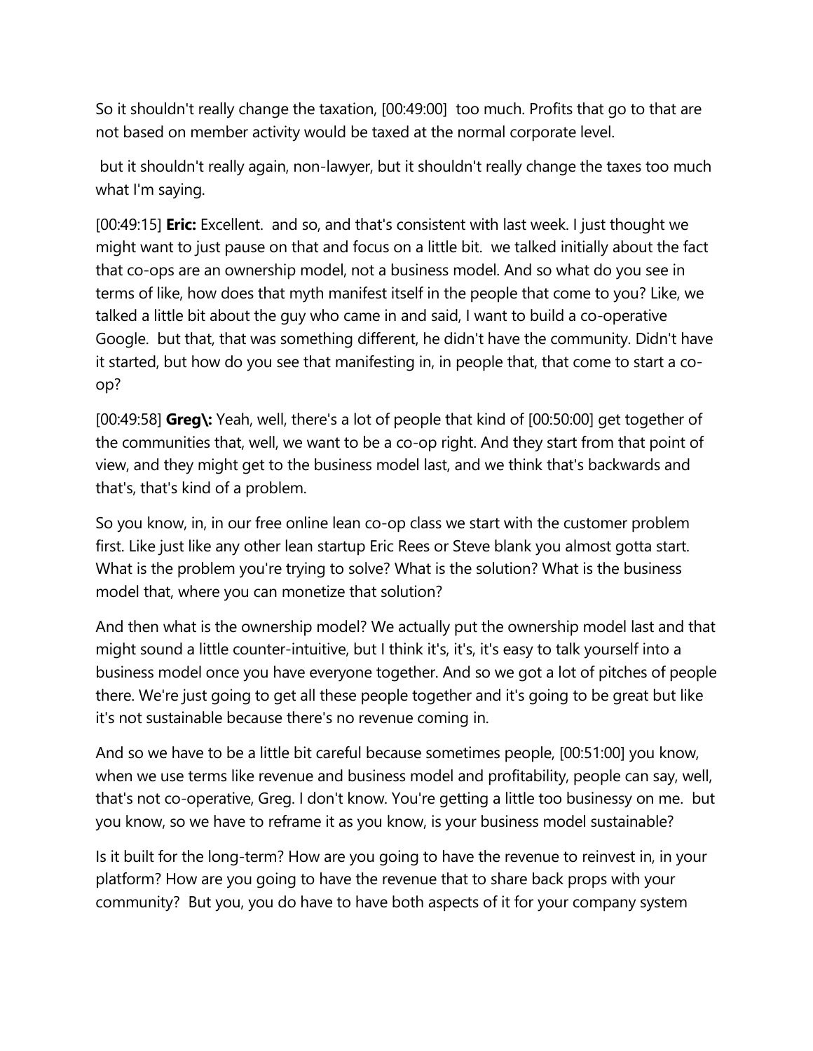So it shouldn't really change the taxation, [00:49:00] too much. Profits that go to that are not based on member activity would be taxed at the normal corporate level.

but it shouldn't really again, non-lawyer, but it shouldn't really change the taxes too much what I'm saying.

[00:49:15] **Eric:** Excellent. and so, and that's consistent with last week. I just thought we might want to just pause on that and focus on a little bit. we talked initially about the fact that co-ops are an ownership model, not a business model. And so what do you see in terms of like, how does that myth manifest itself in the people that come to you? Like, we talked a little bit about the guy who came in and said, I want to build a co-operative Google. but that, that was something different, he didn't have the community. Didn't have it started, but how do you see that manifesting in, in people that, that come to start a co-op?

[00:49:58] **Greg\:** Yeah, well, there's a lot of people that kind of [00:50:00] get together of the communities that, well, we want to be a co-op right. And they start from that point of view, and they might get to the business model last, and we think that's backwards and that's, that's kind of a problem.

So you know, in, in our free online lean co-op class we start with the customer problem first. Like just like any other lean startup Eric Rees or Steve blank you almost gotta start. What is the problem you're trying to solve? What is the solution? What is the business model that, where you can monetize that solution?

And then what is the ownership model? We actually put the ownership model last and that might sound a little counter-intuitive, but I think it's, it's, it's easy to talk yourself into a business model once you have everyone together. And so we got a lot of pitches of people there. We're just going to get all these people together and it's going to be great but like it's not sustainable because there's no revenue coming in.

And so we have to be a little bit careful because sometimes people, [00:51:00] you know, when we use terms like revenue and business model and profitability, people can say, well, that's not co-operative, Greg. I don't know. You're getting a little too businessy on me. but you know, so we have to reframe it as you know, is your business model sustainable?

Is it built for the long-term? How are you going to have the revenue to reinvest in, in your platform? How are you going to have the revenue that to share back props with your community? But you, you do have to have both aspects of it for your company system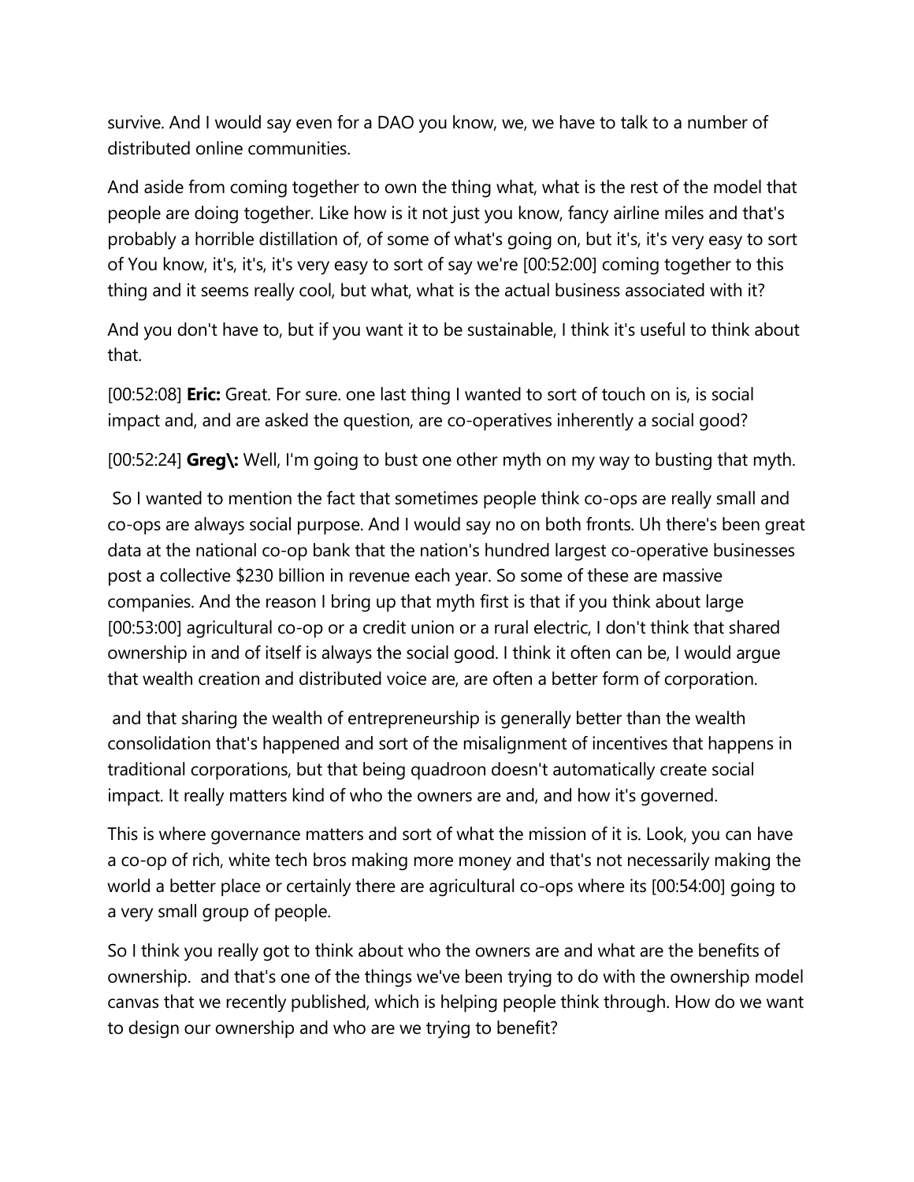survive. And I would say even for a DAO you know, we, we have to talk to a number of distributed online communities.

And aside from coming together to own the thing what, what is the rest of the model that people are doing together. Like how is it not just you know, fancy airline miles and that's probably a horrible distillation of, of some of what's going on, but it's, it's very easy to sort of You know, it's, it's, it's very easy to sort of say we're [00:52:00] coming together to this thing and it seems really cool, but what, what is the actual business associated with it?

And you don't have to, but if you want it to be sustainable, I think it's useful to think about that.

[00:52:08] **Eric:** Great. For sure. one last thing I wanted to sort of touch on is, is social impact and, and are asked the question, are co-operatives inherently a social good?

[00:52:24] **Greg\:** Well, I'm going to bust one other myth on my way to busting that myth.

So I wanted to mention the fact that sometimes people think co-ops are really small and co-ops are always social purpose. And I would say no on both fronts. Uh there's been great data at the national co-op bank that the nation's hundred largest co-operative businesses post a collective $230 billion in revenue each year. So some of these are massive companies. And the reason I bring up that myth first is that if you think about large [00:53:00] agricultural co-op or a credit union or a rural electric, I don't think that shared ownership in and of itself is always the social good. I think it often can be, I would argue that wealth creation and distributed voice are, are often a better form of corporation.

and that sharing the wealth of entrepreneurship is generally better than the wealth consolidation that's happened and sort of the misalignment of incentives that happens in traditional corporations, but that being quadroon doesn't automatically create social impact. It really matters kind of who the owners are and, and how it's governed.

This is where governance matters and sort of what the mission of it is. Look, you can have a co-op of rich, white tech bros making more money and that's not necessarily making the world a better place or certainly there are agricultural co-ops where its [00:54:00] going to a very small group of people.

So I think you really got to think about who the owners are and what are the benefits of ownership. and that's one of the things we've been trying to do with the ownership model canvas that we recently published, which is helping people think through. How do we want to design our ownership and who are we trying to benefit?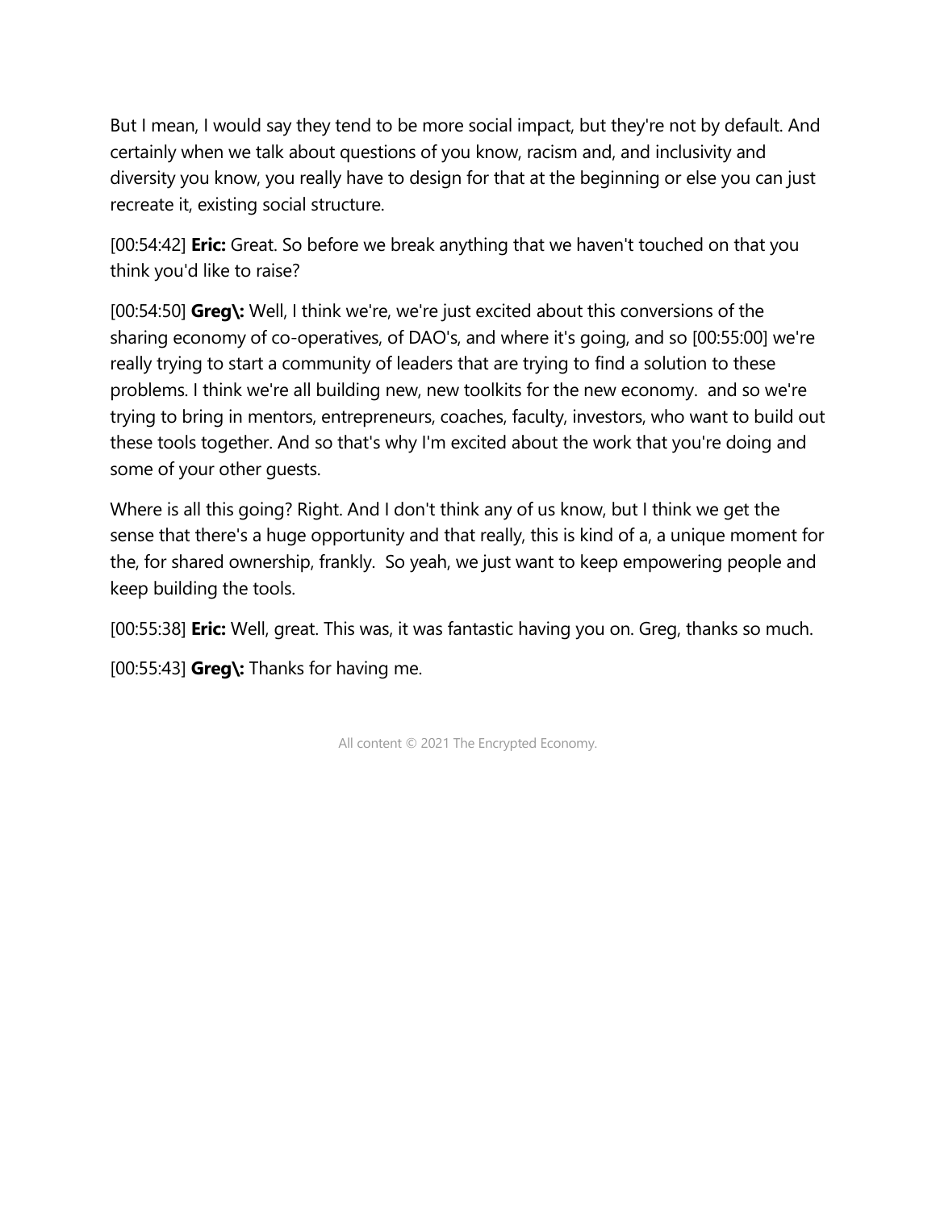But I mean, I would say they tend to be more social impact, but they're not by default. And certainly when we talk about questions of you know, racism and, and inclusivity and diversity you know, you really have to design for that at the beginning or else you can just recreate it, existing social structure.

[00:54:42] **Eric:** Great. So before we break anything that we haven't touched on that you think you'd like to raise?

[00:54:50] **Greg\:** Well, I think we're, we're just excited about this conversions of the sharing economy of co-operatives, of DAO's, and where it's going, and so [00:55:00] we're really trying to start a community of leaders that are trying to find a solution to these problems. I think we're all building new, new toolkits for the new economy. and so we're trying to bring in mentors, entrepreneurs, coaches, faculty, investors, who want to build out these tools together. And so that's why I'm excited about the work that you're doing and some of your other guests.

Where is all this going? Right. And I don't think any of us know, but I think we get the sense that there's a huge opportunity and that really, this is kind of a, a unique moment for the, for shared ownership, frankly. So yeah, we just want to keep empowering people and keep building the tools.

[00:55:38] **Eric:** Well, great. This was, it was fantastic having you on. Greg, thanks so much.

[00:55:43] **Greg\:** Thanks for having me.

All content © 2021 The Encrypted Economy.